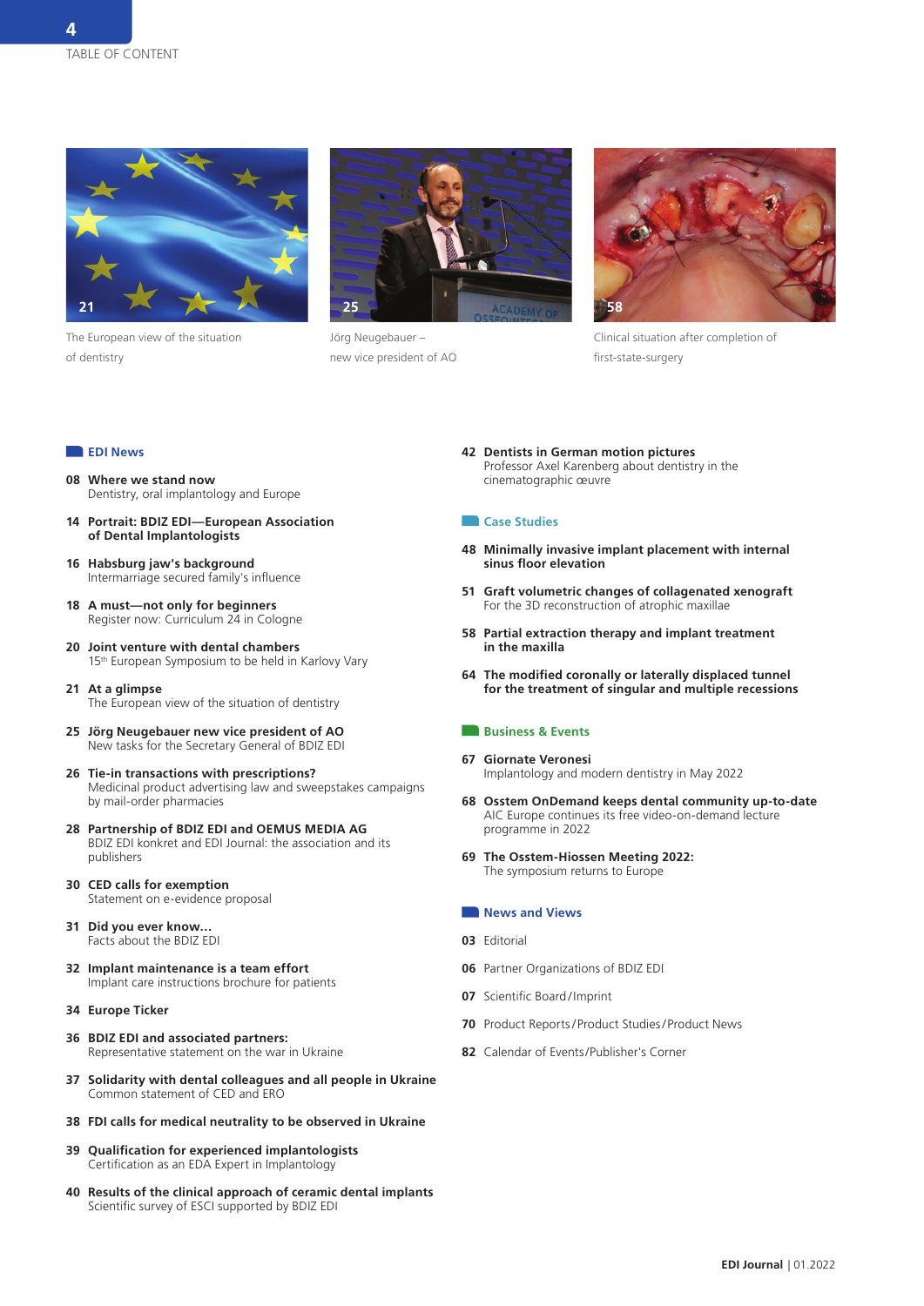# TABLE OF CONTENT

21
The European view of the situation of dentistry

25
Jörg Neugebauer – new vice president of AO

58
Clinical situation after completion of first-state-surgery

## EDI News

**08 Where we stand now**
Dentistry, oral implantology and Europe

**14 Portrait: BDIZ EDI—European Association of Dental Implantologists**

**16 Habsburg jaw's background**
Intermarriage secured family's influence

**18 A must—not only for beginners**
Register now: Curriculum 24 in Cologne

**20 Joint venture with dental chambers**
15th European Symposium to be held in Karlovy Vary

**21 At a glimpse**
The European view of the situation of dentistry

**25 Jörg Neugebauer new vice president of AO**
New tasks for the Secretary General of BDIZ EDI

**26 Tie-in transactions with prescriptions?**
Medicinal product advertising law and sweepstakes campaigns by mail-order pharmacies

**28 Partnership of BDIZ EDI and OEMUS MEDIA AG**
BDIZ EDI konkret and EDI Journal: the association and its publishers

**30 CED calls for exemption**
Statement on e-evidence proposal

**31 Did you ever know…**
Facts about the BDIZ EDI

**32 Implant maintenance is a team effort**
Implant care instructions brochure for patients

**34 Europe Ticker**

**36 BDIZ EDI and associated partners:**
Representative statement on the war in Ukraine

**37 Solidarity with dental colleagues and all people in Ukraine**
Common statement of CED and ERO

**38 FDI calls for medical neutrality to be observed in Ukraine**

**39 Qualification for experienced implantologists**
Certification as an EDA Expert in Implantology

**40 Results of the clinical approach of ceramic dental implants**
Scientific survey of ESCI supported by BDIZ EDI

**42 Dentists in German motion pictures**
Professor Axel Karenberg about dentistry in the cinematographic œuvre

## Case Studies

**48 Minimally invasive implant placement with internal sinus floor elevation**

**51 Graft volumetric changes of collagenated xenograft**
For the 3D reconstruction of atrophic maxillae

**58 Partial extraction therapy and implant treatment in the maxilla**

**64 The modified coronally or laterally displaced tunnel for the treatment of singular and multiple recessions**

## Business & Events

**67 Giornate Veronesi**
Implantology and modern dentistry in May 2022

**68 Osstem OnDemand keeps dental community up-to-date**
AIC Europe continues its free video-on-demand lecture programme in 2022

**69 The Osstem-Hiossen Meeting 2022:**
The symposium returns to Europe

## News and Views

**03** Editorial

**06** Partner Organizations of BDIZ EDI

**07** Scientific Board / Imprint

**70** Product Reports / Product Studies / Product News

**82** Calendar of Events / Publisher's Corner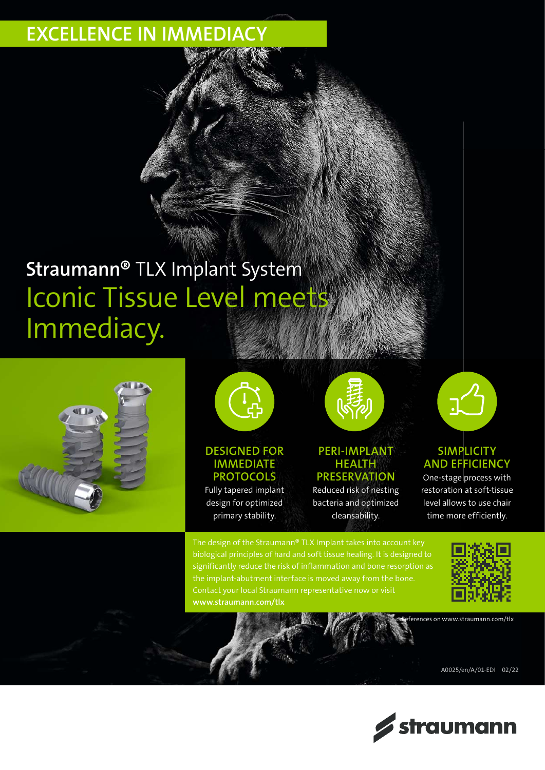# EXCELLENCE IN IMMEDIACY

## **Straumann®** TLX Implant System

# Iconic Tissue Level meets Immediacy.

### DESIGNED FOR IMMEDIATE PROTOCOLS

Fully tapered implant design for optimized primary stability.

### PERI-IMPLANT HEALTH PRESERVATION

Reduced risk of nesting bacteria and optimized cleansability.

### SIMPLICITY AND EFFICIENCY

One-stage process with restoration at soft-tissue level allows to use chair time more efficiently.

The design of the Straumann® TLX Implant takes into account key biological principles of hard and soft tissue healing. It is designed to significantly reduce the risk of inflammation and bone resorption as the implant-abutment interface is moved away from the bone. Contact your local Straumann representative now or visit **www.straumann.com/tlx**

References on www.straumann.com/tlx

A0025/en/A/01-EDI 02/22

straumann